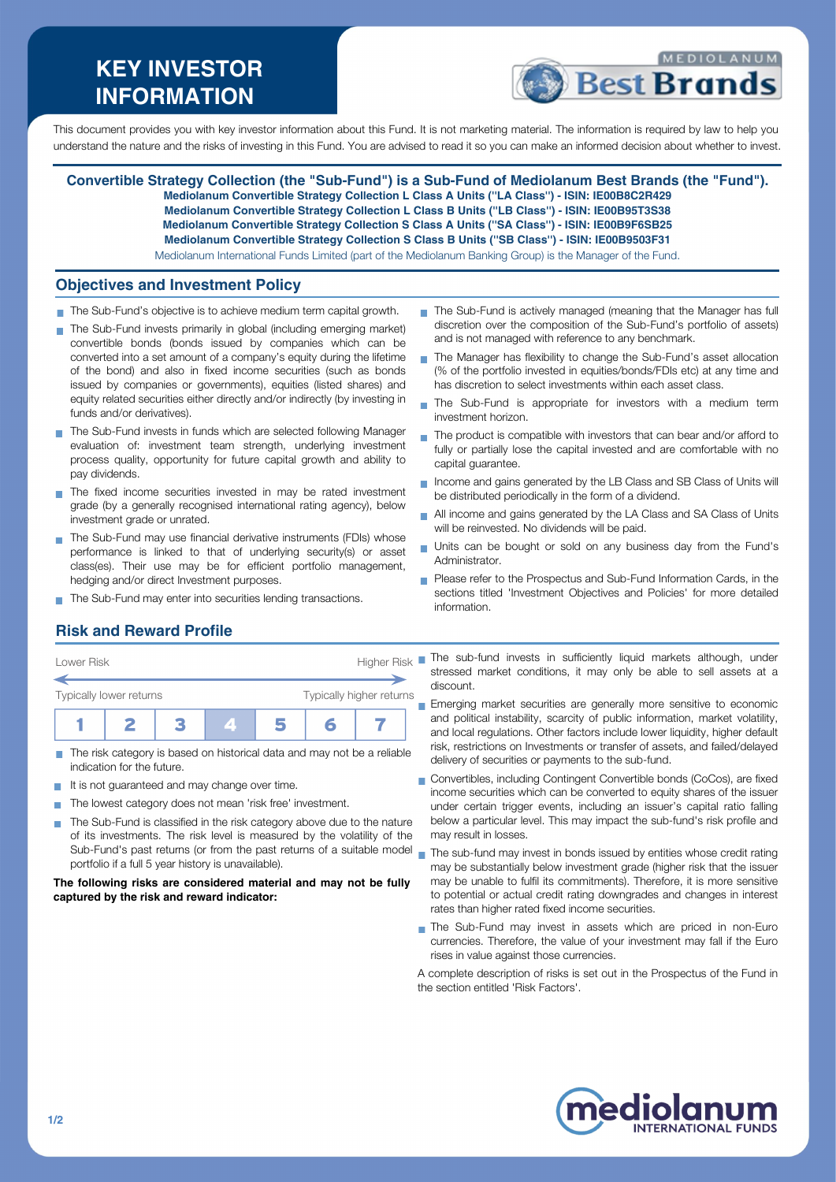# KEY INVESTOR INFORMATION

This document provides you with key investor information about this Fund. It is not marketing material. The information is required by law to help you understand the nature and the risks of investing in this Fund. You are advised to read it so you can make an informed decision about whether to invest.

**Convertible Strategy Collection (the "Sub-Fund") is a Sub-Fund of Mediolanum Best Brands (the "Fund").**

**Mediolanum Convertible Strategy Collection L Class A Units ("LA Class") - ISIN: IE00B8C2R429**
**Mediolanum Convertible Strategy Collection L Class B Units ("LB Class") - ISIN: IE00B95T3S38**
**Mediolanum Convertible Strategy Collection S Class A Units ("SA Class") - ISIN: IE00B9F6SB25**
**Mediolanum Convertible Strategy Collection S Class B Units ("SB Class") - ISIN: IE00B9503F31**

Mediolanum International Funds Limited (part of the Mediolanum Banking Group) is the Manager of the Fund.

## Objectives and Investment Policy

- The Sub-Fund's objective is to achieve medium term capital growth.
- The Sub-Fund invests primarily in global (including emerging market) convertible bonds (bonds issued by companies which can be converted into a set amount of a company's equity during the lifetime of the bond) and also in fixed income securities (such as bonds issued by companies or governments), equities (listed shares) and equity related securities either directly and/or indirectly (by investing in funds and/or derivatives).
- The Sub-Fund invests in funds which are selected following Manager evaluation of: investment team strength, underlying investment process quality, opportunity for future capital growth and ability to pay dividends.
- The fixed income securities invested in may be rated investment grade (by a generally recognised international rating agency), below investment grade or unrated.
- The Sub-Fund may use financial derivative instruments (FDIs) whose performance is linked to that of underlying security(s) or asset class(es). Their use may be for efficient portfolio management, hedging and/or direct Investment purposes.
- The Sub-Fund may enter into securities lending transactions.
- The Sub-Fund is actively managed (meaning that the Manager has full discretion over the composition of the Sub-Fund's portfolio of assets) and is not managed with reference to any benchmark.
- The Manager has flexibility to change the Sub-Fund's asset allocation (% of the portfolio invested in equities/bonds/FDIs etc) at any time and has discretion to select investments within each asset class.
- The Sub-Fund is appropriate for investors with a medium term investment horizon.
- The product is compatible with investors that can bear and/or afford to fully or partially lose the capital invested and are comfortable with no capital guarantee.
- Income and gains generated by the LB Class and SB Class of Units will be distributed periodically in the form of a dividend.
- All income and gains generated by the LA Class and SA Class of Units will be reinvested. No dividends will be paid.
- Units can be bought or sold on any business day from the Fund's Administrator.
- Please refer to the Prospectus and Sub-Fund Information Cards, in the sections titled 'Investment Objectives and Policies' for more detailed information.

## Risk and Reward Profile

Lower Risk — Higher Risk

Typically lower returns — Typically higher returns

| 1 | 2 | 3 | **4** | 5 | 6 | 7 |
|---|---|---|---|---|---|---|

- The risk category is based on historical data and may not be a reliable indication for the future.
- It is not guaranteed and may change over time.
- The lowest category does not mean 'risk free' investment.
- The Sub-Fund is classified in the risk category above due to the nature of its investments. The risk level is measured by the volatility of the Sub-Fund's past returns (or from the past returns of a suitable model portfolio if a full 5 year history is unavailable).

**The following risks are considered material and may not be fully captured by the risk and reward indicator:**

- The sub-fund invests in sufficiently liquid markets although, under stressed market conditions, it may only be able to sell assets at a discount.
- Emerging market securities are generally more sensitive to economic and political instability, scarcity of public information, market volatility, and local regulations. Other factors include lower liquidity, higher default risk, restrictions on Investments or transfer of assets, and failed/delayed delivery of securities or payments to the sub-fund.
- Convertibles, including Contingent Convertible bonds (CoCos), are fixed income securities which can be converted to equity shares of the issuer under certain trigger events, including an issuer's capital ratio falling below a particular level. This may impact the sub-fund's risk profile and may result in losses.
- The sub-fund may invest in bonds issued by entities whose credit rating may be substantially below investment grade (higher risk that the issuer may be unable to fulfil its commitments). Therefore, it is more sensitive to potential or actual credit rating downgrades and changes in interest rates than higher rated fixed income securities.
- The Sub-Fund may invest in assets which are priced in non-Euro currencies. Therefore, the value of your investment may fall if the Euro rises in value against those currencies.

A complete description of risks is set out in the Prospectus of the Fund in the section entitled 'Risk Factors'.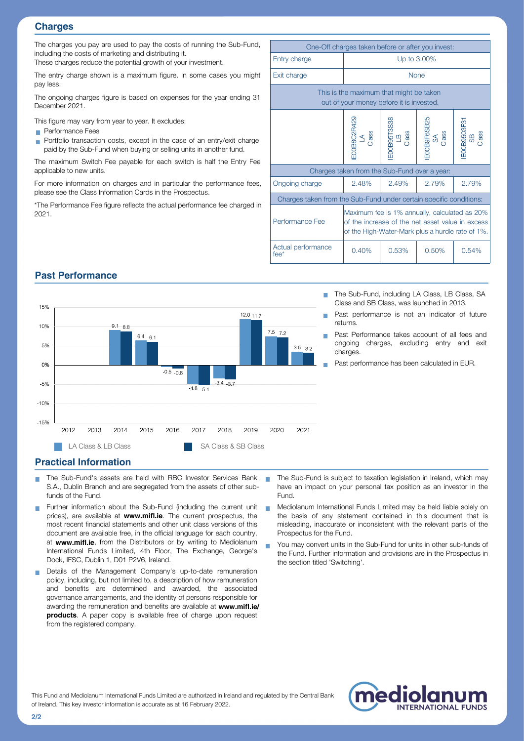## Charges

The charges you pay are used to pay the costs of running the Sub-Fund, including the costs of marketing and distributing it.
These charges reduce the potential growth of your investment.

The entry charge shown is a maximum figure. In some cases you might pay less.

The ongoing charges figure is based on expenses for the year ending 31 December 2021.

This figure may vary from year to year. It excludes:

- Performance Fees
- Portfolio transaction costs, except in the case of an entry/exit charge paid by the Sub-Fund when buying or selling units in another fund.

The maximum Switch Fee payable for each switch is half the Entry Fee applicable to new units.

For more information on charges and in particular the performance fees, please see the Class Information Cards in the Prospectus.

*The Performance Fee figure reflects the actual performance fee charged in 2021.

| One-Off charges taken before or after you invest: | | | | |
|---|---|---|---|---|
| Entry charge | Up to 3.00% | | | |
| Exit charge | None | | | |
| This is the maximum that might be taken out of your money before it is invested. | | | | |
| | IE00B8C2R429 LA Class | IE00B95T3S38 LB Class | IE00B9F6SB25 SA Class | IE00B9503F31 SB Class |
| Charges taken from the Sub-Fund over a year: | | | | |
| Ongoing charge | 2.48% | 2.49% | 2.79% | 2.79% |
| Charges taken from the Sub-Fund under certain specific conditions: | | | | |
| Performance Fee | Maximum fee is 1% annually, calculated as 20% of the increase of the net asset value in excess of the High-Water-Mark plus a hurdle rate of 1%. | | | |
| Actual performance fee* | 0.40% | 0.53% | 0.50% | 0.54% |

## Past Performance

15%
10%
5%
0%
-5%
-10%
-15%

2012 2013 2014 2015 2016 2017 2018 2019 2020 2021

9.1 8.8
6.4 6.1
-0.5 -0.8
-4.8 -5.1
-3.4 -3.7
12.0 11.7
7.5 7.2
3.5 3.2

LA Class & LB Class
SA Class & SB Class

- The Sub-Fund, including LA Class, LB Class, SA Class and SB Class, was launched in 2013.
- Past performance is not an indicator of future returns.
- Past Performance takes account of all fees and ongoing charges, excluding entry and exit charges.
- Past performance has been calculated in EUR.

## Practical Information

- The Sub-Fund's assets are held with RBC Investor Services Bank S.A., Dublin Branch and are segregated from the assets of other sub-funds of the Fund.
- Further information about the Sub-Fund (including the current unit prices), are available at **www.mifl.ie**. The current prospectus, the most recent financial statements and other unit class versions of this document are available free, in the official language for each country, at **www.mifl.ie**, from the Distributors or by writing to Mediolanum International Funds Limited, 4th Floor, The Exchange, George's Dock, IFSC, Dublin 1, D01 P2V6, Ireland.
- Details of the Management Company's up-to-date remuneration policy, including, but not limited to, a description of how remuneration and benefits are determined and awarded, the associated governance arrangements, and the identity of persons responsible for awarding the remuneration and benefits are available at **www.mifl.ie/products**. A paper copy is available free of charge upon request from the registered company.
- The Sub-Fund is subject to taxation legislation in Ireland, which may have an impact on your personal tax position as an investor in the Fund.
- Mediolanum International Funds Limited may be held liable solely on the basis of any statement contained in this document that is misleading, inaccurate or inconsistent with the relevant parts of the Prospectus for the Fund.
- You may convert units in the Sub-Fund for units in other sub-funds of the Fund. Further information and provisions are in the Prospectus in the section titled 'Switching'.

This Fund and Mediolanum International Funds Limited are authorized in Ireland and regulated by the Central Bank of Ireland. This key investor information is accurate as at 16 February 2022.